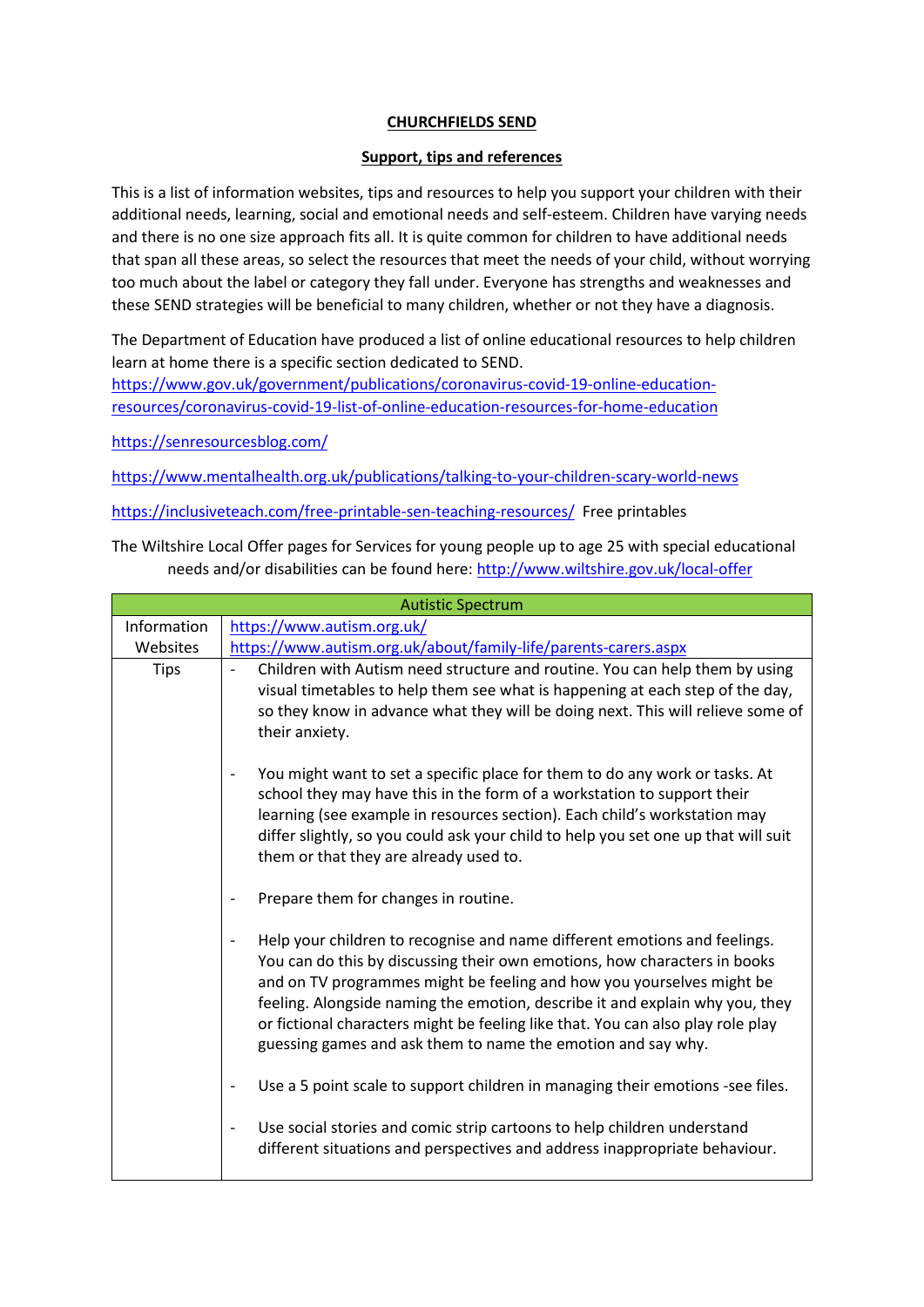**CHURCHFIELDS SEND**

**Support, tips and references**

This is a list of information websites, tips and resources to help you support your children with their additional needs, learning, social and emotional needs and self-esteem. Children have varying needs and there is no one size approach fits all. It is quite common for children to have additional needs that span all these areas, so select the resources that meet the needs of your child, without worrying too much about the label or category they fall under. Everyone has strengths and weaknesses and these SEND strategies will be beneficial to many children, whether or not they have a diagnosis.

The Department of Education have produced a list of online educational resources to help children learn at home there is a specific section dedicated to SEND.
https://www.gov.uk/government/publications/coronavirus-covid-19-online-education-resources/coronavirus-covid-19-list-of-online-education-resources-for-home-education

https://senresourcesblog.com/

https://www.mentalhealth.org.uk/publications/talking-to-your-children-scary-world-news

https://inclusiveteach.com/free-printable-sen-teaching-resources/ Free printables

The Wiltshire Local Offer pages for Services for young people up to age 25 with special educational needs and/or disabilities can be found here: http://www.wiltshire.gov.uk/local-offer

| Autistic Spectrum | |
|---|---|
| Information Websites | https://www.autism.org.uk/<br>https://www.autism.org.uk/about/family-life/parents-carers.aspx |
| Tips | - Children with Autism need structure and routine. You can help them by using visual timetables to help them see what is happening at each step of the day, so they know in advance what they will be doing next. This will relieve some of their anxiety.<br><br>- You might want to set a specific place for them to do any work or tasks. At school they may have this in the form of a workstation to support their learning (see example in resources section). Each child's workstation may differ slightly, so you could ask your child to help you set one up that will suit them or that they are already used to.<br><br>- Prepare them for changes in routine.<br><br>- Help your children to recognise and name different emotions and feelings. You can do this by discussing their own emotions, how characters in books and on TV programmes might be feeling and how you yourselves might be feeling. Alongside naming the emotion, describe it and explain why you, they or fictional characters might be feeling like that. You can also play role play guessing games and ask them to name the emotion and say why.<br><br>- Use a 5 point scale to support children in managing their emotions -see files.<br><br>- Use social stories and comic strip cartoons to help children understand different situations and perspectives and address inappropriate behaviour. |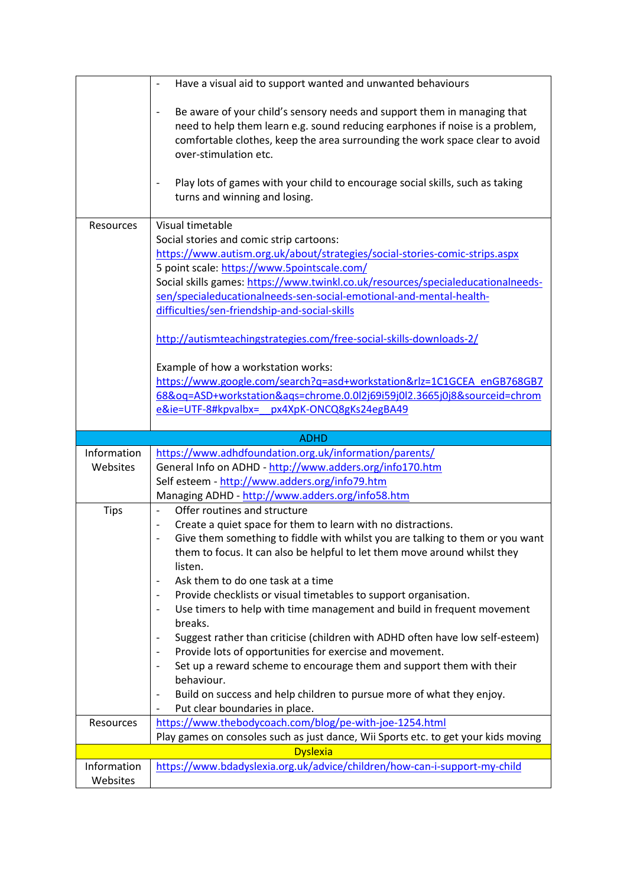| | |
|---|---|
| | - Have a visual aid to support wanted and unwanted behaviours<br><br>- Be aware of your child's sensory needs and support them in managing that need to help them learn e.g. sound reducing earphones if noise is a problem, comfortable clothes, keep the area surrounding the work space clear to avoid over-stimulation etc.<br><br>- Play lots of games with your child to encourage social skills, such as taking turns and winning and losing. |
| Resources | Visual timetable<br>Social stories and comic strip cartoons: https://www.autism.org.uk/about/strategies/social-stories-comic-strips.aspx<br>5 point scale: https://www.5pointscale.com/<br>Social skills games: https://www.twinkl.co.uk/resources/specialeducationalneeds-sen/specialeducationalneeds-sen-social-emotional-and-mental-health-difficulties/sen-friendship-and-social-skills<br><br>http://autismteachingstrategies.com/free-social-skills-downloads-2/<br><br>Example of how a workstation works: https://www.google.com/search?q=asd+workstation&rlz=1C1GCEA_enGB768GB768&oq=ASD+workstation&aqs=chrome.0.0l2j69i59j0l2.3665j0j8&sourceid=chrome&ie=UTF-8#kpvalbx=_px4XpK-ONCQ8gKs24egBA49 |
| **ADHD** | |
| Information Websites | https://www.adhdfoundation.org.uk/information/parents/<br>General Info on ADHD - http://www.adders.org/info170.htm<br>Self esteem - http://www.adders.org/info79.htm<br>Managing ADHD - http://www.adders.org/info58.htm |
| Tips | - Offer routines and structure<br>- Create a quiet space for them to learn with no distractions.<br>- Give them something to fiddle with whilst you are talking to them or you want them to focus. It can also be helpful to let them move around whilst they listen.<br>- Ask them to do one task at a time<br>- Provide checklists or visual timetables to support organisation.<br>- Use timers to help with time management and build in frequent movement breaks.<br>- Suggest rather than criticise (children with ADHD often have low self-esteem)<br>- Provide lots of opportunities for exercise and movement.<br>- Set up a reward scheme to encourage them and support them with their behaviour.<br>- Build on success and help children to pursue more of what they enjoy.<br>- Put clear boundaries in place. |
| Resources | https://www.thebodycoach.com/blog/pe-with-joe-1254.html<br>Play games on consoles such as just dance, Wii Sports etc. to get your kids moving |
| **Dyslexia** | |
| Information Websites | https://www.bdadyslexia.org.uk/advice/children/how-can-i-support-my-child |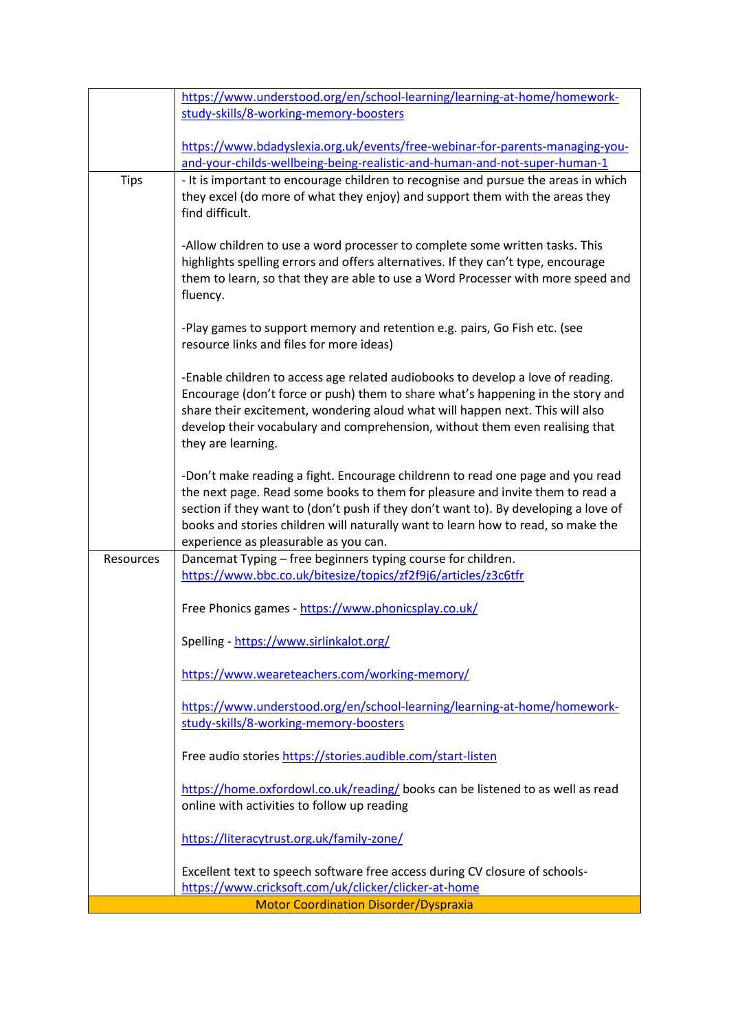| | |
|---|---|
| | https://www.understood.org/en/school-learning/learning-at-home/homework-study-skills/8-working-memory-boosters<br><br>https://www.bdadyslexia.org.uk/events/free-webinar-for-parents-managing-you-and-your-childs-wellbeing-being-realistic-and-human-and-not-super-human-1 |
| Tips | - It is important to encourage children to recognise and pursue the areas in which they excel (do more of what they enjoy) and support them with the areas they find difficult.<br><br>-Allow children to use a word processer to complete some written tasks. This highlights spelling errors and offers alternatives. If they can't type, encourage them to learn, so that they are able to use a Word Processer with more speed and fluency.<br><br>-Play games to support memory and retention e.g. pairs, Go Fish etc. (see resource links and files for more ideas)<br><br>-Enable children to access age related audiobooks to develop a love of reading. Encourage (don't force or push) them to share what's happening in the story and share their excitement, wondering aloud what will happen next. This will also develop their vocabulary and comprehension, without them even realising that they are learning.<br><br>-Don't make reading a fight. Encourage childrenn to read one page and you read the next page. Read some books to them for pleasure and invite them to read a section if they want to (don't push if they don't want to). By developing a love of books and stories children will naturally want to learn how to read, so make the experience as pleasurable as you can. |
| Resources | Dancemat Typing – free beginners typing course for children.<br>https://www.bbc.co.uk/bitesize/topics/zf2f9j6/articles/z3c6tfr<br><br>Free Phonics games - https://www.phonicsplay.co.uk/<br><br>Spelling - https://www.sirlinkalot.org/<br><br>https://www.weareteachers.com/working-memory/<br><br>https://www.understood.org/en/school-learning/learning-at-home/homework-study-skills/8-working-memory-boosters<br><br>Free audio stories https://stories.audible.com/start-listen<br><br>https://home.oxfordowl.co.uk/reading/ books can be listened to as well as read online with activities to follow up reading<br><br>https://literacytrust.org.uk/family-zone/<br><br>Excellent text to speech software free access during CV closure of schools- https://www.cricksoft.com/uk/clicker/clicker-at-home |
| **Motor Coordination Disorder/Dyspraxia** | |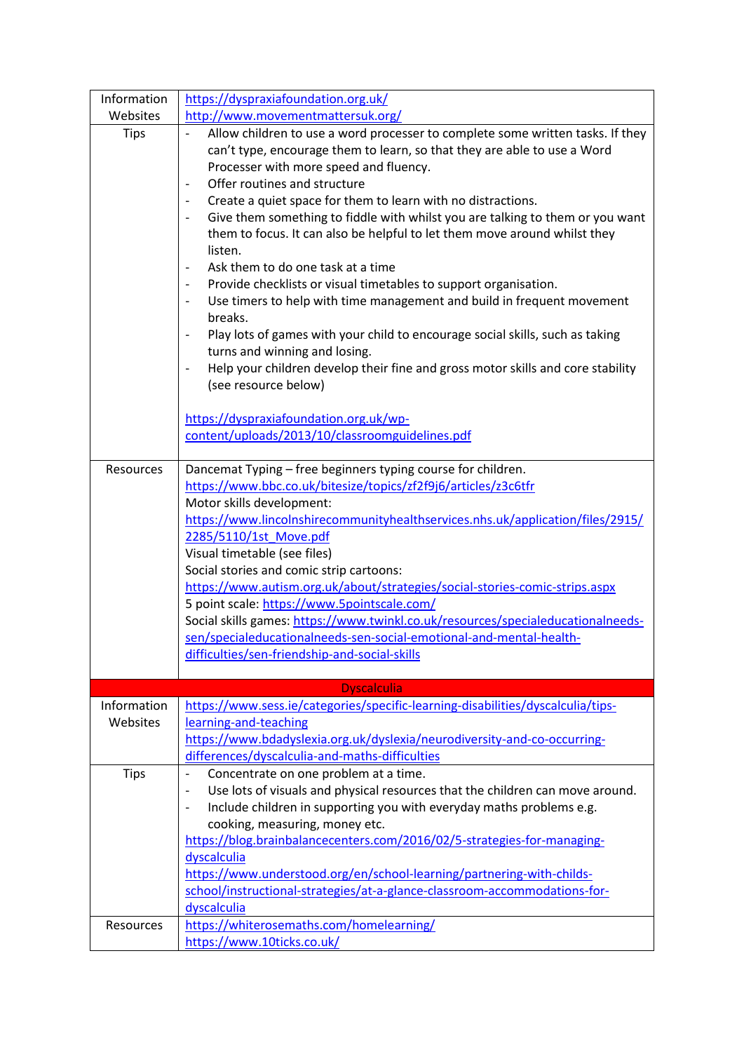| | |
|---|---|
| Information Websites | https://dyspraxiafoundation.org.uk/<br>http://www.movementmattersuk.org/ |
| Tips | - Allow children to use a word processer to complete some written tasks. If they can't type, encourage them to learn, so that they are able to use a Word Processer with more speed and fluency.<br>- Offer routines and structure<br>- Create a quiet space for them to learn with no distractions.<br>- Give them something to fiddle with whilst you are talking to them or you want them to focus. It can also be helpful to let them move around whilst they listen.<br>- Ask them to do one task at a time<br>- Provide checklists or visual timetables to support organisation.<br>- Use timers to help with time management and build in frequent movement breaks.<br>- Play lots of games with your child to encourage social skills, such as taking turns and winning and losing.<br>- Help your children develop their fine and gross motor skills and core stability (see resource below)<br><br>https://dyspraxiafoundation.org.uk/wp-content/uploads/2013/10/classroomguidelines.pdf |
| Resources | Dancemat Typing – free beginners typing course for children.<br>https://www.bbc.co.uk/bitesize/topics/zf2f9j6/articles/z3c6tfr<br>Motor skills development:<br>https://www.lincolnshirecommunityhealthservices.nhs.uk/application/files/2915/2285/5110/1st_Move.pdf<br>Visual timetable (see files)<br>Social stories and comic strip cartoons:<br>https://www.autism.org.uk/about/strategies/social-stories-comic-strips.aspx<br>5 point scale: https://www.5pointscale.com/<br>Social skills games: https://www.twinkl.co.uk/resources/specialeducationalneeds-sen/specialeducationalneeds-sen-social-emotional-and-mental-health-difficulties/sen-friendship-and-social-skills |
| **Dyscalculia** | |
| Information Websites | https://www.sess.ie/categories/specific-learning-disabilities/dyscalculia/tips-learning-and-teaching<br>https://www.bdadyslexia.org.uk/dyslexia/neurodiversity-and-co-occurring-differences/dyscalculia-and-maths-difficulties |
| Tips | - Concentrate on one problem at a time.<br>- Use lots of visuals and physical resources that the children can move around.<br>- Include children in supporting you with everyday maths problems e.g. cooking, measuring, money etc.<br>https://blog.brainbalancecenters.com/2016/02/5-strategies-for-managing-dyscalculia<br>https://www.understood.org/en/school-learning/partnering-with-childs-school/instructional-strategies/at-a-glance-classroom-accommodations-for-dyscalculia |
| Resources | https://whiterosemaths.com/homelearning/<br>https://www.10ticks.co.uk/ |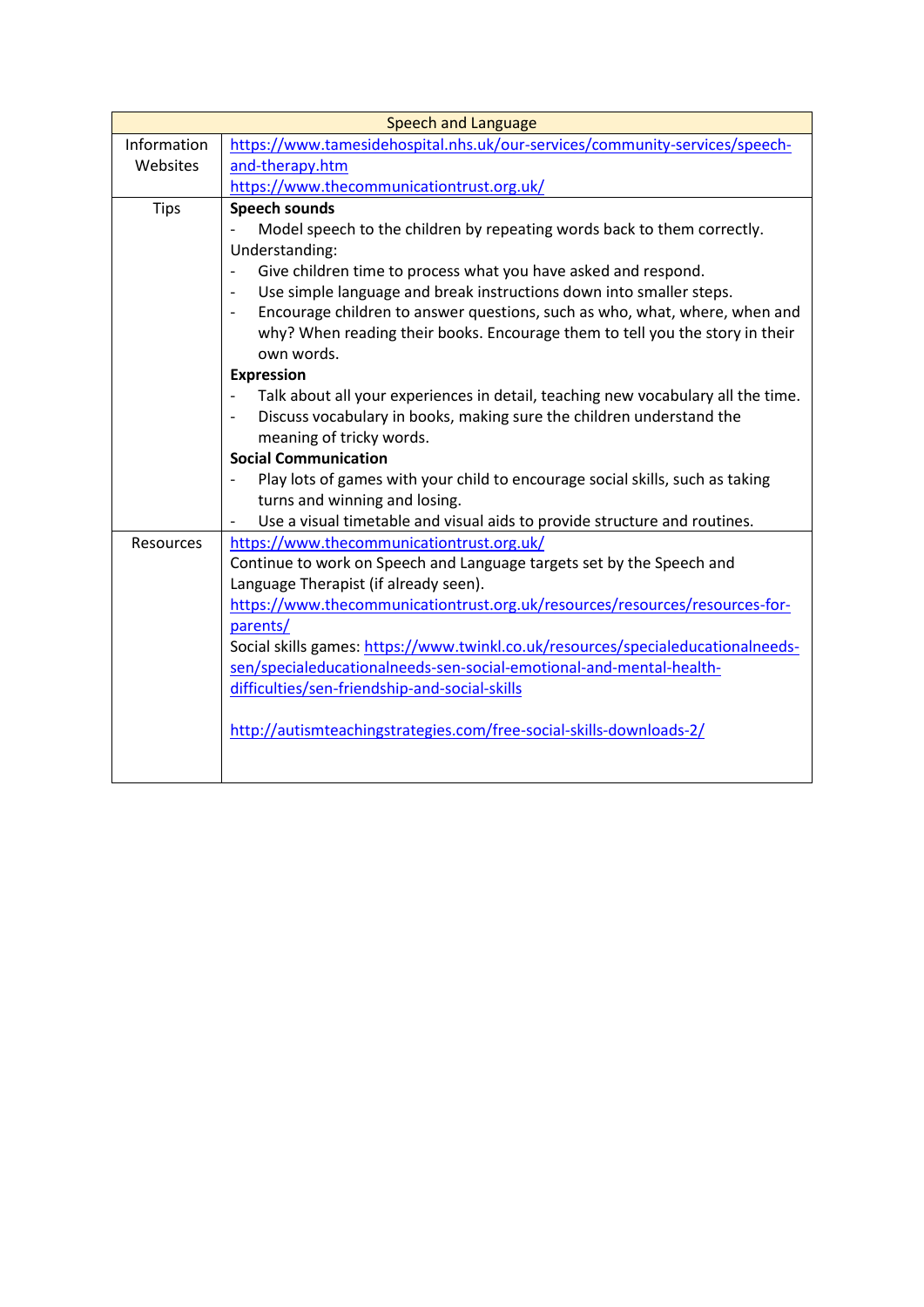| Speech and Language | |
|---|---|
| Information Websites | https://www.tamesidehospital.nhs.uk/our-services/community-services/speech-and-therapy.htm<br>https://www.thecommunicationtrust.org.uk/ |
| Tips | **Speech sounds**<br>- Model speech to the children by repeating words back to them correctly.<br>Understanding:<br>- Give children time to process what you have asked and respond.<br>- Use simple language and break instructions down into smaller steps.<br>- Encourage children to answer questions, such as who, what, where, when and why? When reading their books. Encourage them to tell you the story in their own words.<br>**Expression**<br>- Talk about all your experiences in detail, teaching new vocabulary all the time.<br>- Discuss vocabulary in books, making sure the children understand the meaning of tricky words.<br>**Social Communication**<br>- Play lots of games with your child to encourage social skills, such as taking turns and winning and losing.<br>- Use a visual timetable and visual aids to provide structure and routines. |
| Resources | https://www.thecommunicationtrust.org.uk/<br>Continue to work on Speech and Language targets set by the Speech and Language Therapist (if already seen).<br>https://www.thecommunicationtrust.org.uk/resources/resources/resources-for-parents/<br>Social skills games: https://www.twinkl.co.uk/resources/specialeducationalneeds-sen/specialeducationalneeds-sen-social-emotional-and-mental-health-difficulties/sen-friendship-and-social-skills<br><br>http://autismteachingstrategies.com/free-social-skills-downloads-2/ |